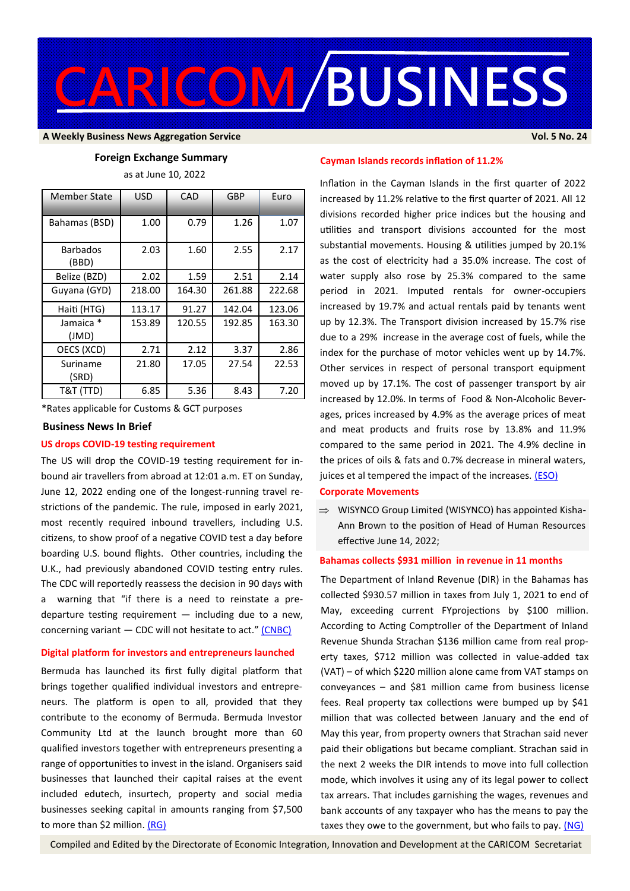# CARICOM/BUSINESS

**A Weekly Business News Aggregation Service** — **Vol. 5 No. 24**

## Foreign Exchange Summary

as at June 10, 2022

| Member State | USD | CAD | GBP | Euro |
|---|---|---|---|---|
| Bahamas (BSD) | 1.00 | 0.79 | 1.26 | 1.07 |
| Barbados (BBD) | 2.03 | 1.60 | 2.55 | 2.17 |
| Belize (BZD) | 2.02 | 1.59 | 2.51 | 2.14 |
| Guyana (GYD) | 218.00 | 164.30 | 261.88 | 222.68 |
| Haiti (HTG) | 113.17 | 91.27 | 142.04 | 123.06 |
| Jamaica * (JMD) | 153.89 | 120.55 | 192.85 | 163.30 |
| OECS (XCD) | 2.71 | 2.12 | 3.37 | 2.86 |
| Suriname (SRD) | 21.80 | 17.05 | 27.54 | 22.53 |
| T&T (TTD) | 6.85 | 5.36 | 8.43 | 7.20 |

*Rates applicable for Customs & GCT purposes

## Business News In Brief

### US drops COVID-19 testing requirement

The US will drop the COVID-19 testing requirement for inbound air travellers from abroad at 12:01 a.m. ET on Sunday, June 12, 2022 ending one of the longest-running travel restrictions of the pandemic. The rule, imposed in early 2021, most recently required inbound travellers, including U.S. citizens, to show proof of a negative COVID test a day before boarding U.S. bound flights. Other countries, including the U.K., had previously abandoned COVID testing entry rules. The CDC will reportedly reassess the decision in 90 days with a warning that "if there is a need to reinstate a pre-departure testing requirement — including due to a new, concerning variant — CDC will not hesitate to act." (CNBC)

### Digital platform for investors and entrepreneurs launched

Bermuda has launched its first fully digital platform that brings together qualified individual investors and entrepreneurs. The platform is open to all, provided that they contribute to the economy of Bermuda. Bermuda Investor Community Ltd at the launch brought more than 60 qualified investors together with entrepreneurs presenting a range of opportunities to invest in the island. Organisers said businesses that launched their capital raises at the event included edutech, insurtech, property and social media businesses seeking capital in amounts ranging from $7,500 to more than $2 million. (RG)

### Cayman Islands records inflation of 11.2%

Inflation in the Cayman Islands in the first quarter of 2022 increased by 11.2% relative to the first quarter of 2021. All 12 divisions recorded higher price indices but the housing and utilities and transport divisions accounted for the most substantial movements. Housing & utilities jumped by 20.1% as the cost of electricity had a 35.0% increase. The cost of water supply also rose by 25.3% compared to the same period in 2021. Imputed rentals for owner-occupiers increased by 19.7% and actual rentals paid by tenants went up by 12.3%. The Transport division increased by 15.7% rise due to a 29% increase in the average cost of fuels, while the index for the purchase of motor vehicles went up by 14.7%. Other services in respect of personal transport equipment moved up by 17.1%. The cost of passenger transport by air increased by 12.0%. In terms of Food & Non-Alcoholic Beverages, prices increased by 4.9% as the average prices of meat and meat products and fruits rose by 13.8% and 11.9% compared to the same period in 2021. The 4.9% decline in the prices of oils & fats and 0.7% decrease in mineral waters, juices et al tempered the impact of the increases. (ESO)

### Corporate Movements

- ⇒ WISYNCO Group Limited (WISYNCO) has appointed Kisha-Ann Brown to the position of Head of Human Resources effective June 14, 2022;

### Bahamas collects $931 million in revenue in 11 months

The Department of Inland Revenue (DIR) in the Bahamas has collected $930.57 million in taxes from July 1, 2021 to end of May, exceeding current FYprojections by $100 million. According to Acting Comptroller of the Department of Inland Revenue Shunda Strachan $136 million came from real property taxes, $712 million was collected in value-added tax (VAT) – of which $220 million alone came from VAT stamps on conveyances – and $81 million came from business license fees. Real property tax collections were bumped up by $41 million that was collected between January and the end of May this year, from property owners that Strachan said never paid their obligations but became compliant. Strachan said in the next 2 weeks the DIR intends to move into full collection mode, which involves it using any of its legal power to collect tax arrears. That includes garnishing the wages, revenues and bank accounts of any taxpayer who has the means to pay the taxes they owe to the government, but who fails to pay. (NG)

Compiled and Edited by the Directorate of Economic Integration, Innovation and Development at the CARICOM Secretariat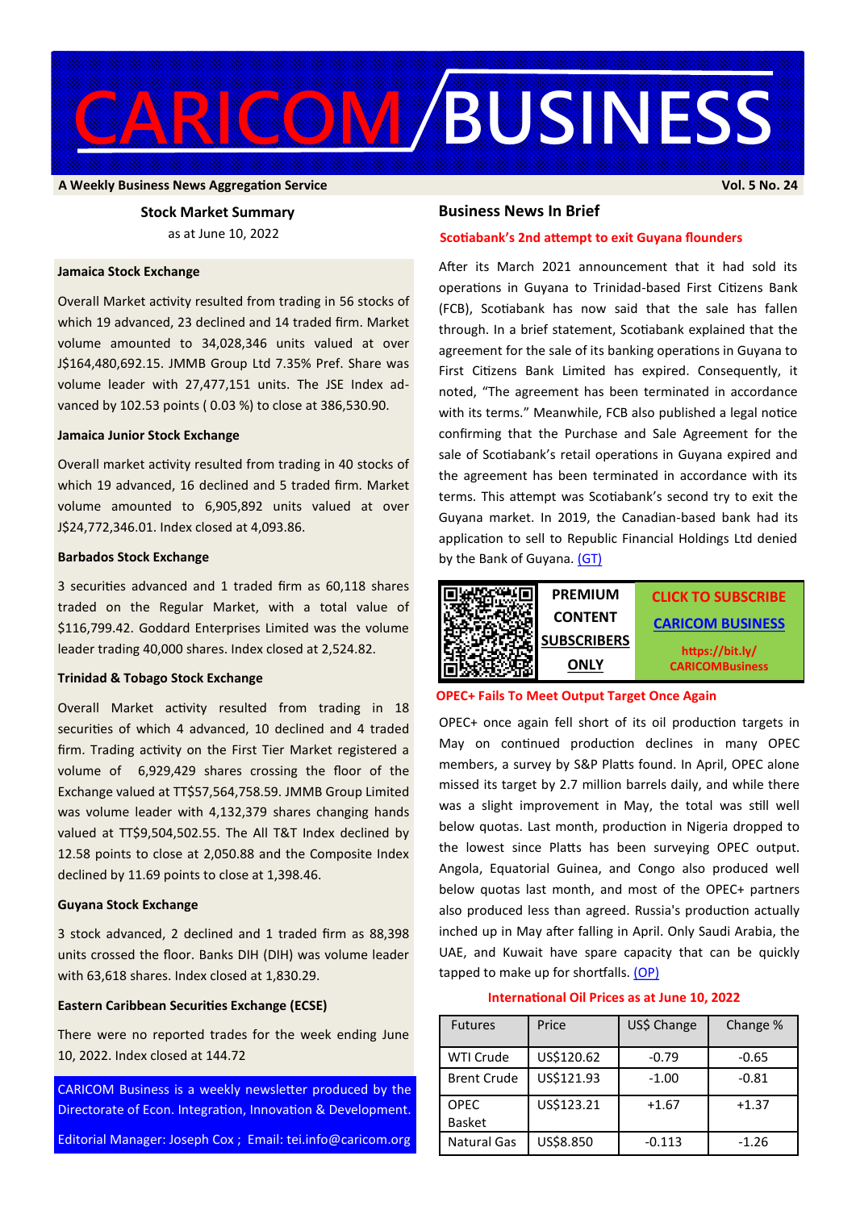# CARICOM BUSINESS

**A Weekly Business News Aggregation Service**

## Stock Market Summary

as at June 10, 2022

### Jamaica Stock Exchange

Overall Market activity resulted from trading in 56 stocks of which 19 advanced, 23 declined and 14 traded firm. Market volume amounted to 34,028,346 units valued at over J$164,480,692.15. JMMB Group Ltd 7.35% Pref. Share was volume leader with 27,477,151 units. The JSE Index advanced by 102.53 points ( 0.03 %) to close at 386,530.90.

### Jamaica Junior Stock Exchange

Overall market activity resulted from trading in 40 stocks of which 19 advanced, 16 declined and 5 traded firm. Market volume amounted to 6,905,892 units valued at over J$24,772,346.01. Index closed at 4,093.86.

### Barbados Stock Exchange

3 securities advanced and 1 traded firm as 60,118 shares traded on the Regular Market, with a total value of $116,799.42. Goddard Enterprises Limited was the volume leader trading 40,000 shares. Index closed at 2,524.82.

### Trinidad & Tobago Stock Exchange

Overall Market activity resulted from trading in 18 securities of which 4 advanced, 10 declined and 4 traded firm. Trading activity on the First Tier Market registered a volume of 6,929,429 shares crossing the floor of the Exchange valued at TT$57,564,758.59. JMMB Group Limited was volume leader with 4,132,379 shares changing hands valued at TT$9,504,502.55. The All T&T Index declined by 12.58 points to close at 2,050.88 and the Composite Index declined by 11.69 points to close at 1,398.46.

### Guyana Stock Exchange

3 stock advanced, 2 declined and 1 traded firm as 88,398 units crossed the floor. Banks DIH (DIH) was volume leader with 63,618 shares. Index closed at 1,830.29.

### Eastern Caribbean Securities Exchange (ECSE)

There were no reported trades for the week ending June 10, 2022. Index closed at 144.72

CARICOM Business is a weekly newsletter produced by the Directorate of Econ. Integration, Innovation & Development.

Editorial Manager: Joseph Cox ; Email: tei.info@caricom.org

## Business News In Brief

### Scotiabank's 2nd attempt to exit Guyana flounders

After its March 2021 announcement that it had sold its operations in Guyana to Trinidad-based First Citizens Bank (FCB), Scotiabank has now said that the sale has fallen through. In a brief statement, Scotiabank explained that the agreement for the sale of its banking operations in Guyana to First Citizens Bank Limited has expired. Consequently, it noted, "The agreement has been terminated in accordance with its terms." Meanwhile, FCB also published a legal notice confirming that the Purchase and Sale Agreement for the sale of Scotiabank's retail operations in Guyana expired and the agreement has been terminated in accordance with its terms. This attempt was Scotiabank's second try to exit the Guyana market. In 2019, the Canadian-based bank had its application to sell to Republic Financial Holdings Ltd denied by the Bank of Guyana. (GT)

PREMIUM CONTENT SUBSCRIBERS ONLY

CLICK TO SUBSCRIBE CARICOM BUSINESS

https://bit.ly/CARICOMBusiness

### OPEC+ Fails To Meet Output Target Once Again

OPEC+ once again fell short of its oil production targets in May on continued production declines in many OPEC members, a survey by S&P Platts found. In April, OPEC alone missed its target by 2.7 million barrels daily, and while there was a slight improvement in May, the total was still well below quotas. Last month, production in Nigeria dropped to the lowest since Platts has been surveying OPEC output. Angola, Equatorial Guinea, and Congo also produced well below quotas last month, and most of the OPEC+ partners also produced less than agreed. Russia's production actually inched up in May after falling in April. Only Saudi Arabia, the UAE, and Kuwait have spare capacity that can be quickly tapped to make up for shortfalls. (OP)

### International Oil Prices as at June 10, 2022

| Futures | Price | US$ Change | Change % |
|---|---|---|---|
| WTI Crude | US$120.62 | -0.79 | -0.65 |
| Brent Crude | US$121.93 | -1.00 | -0.81 |
| OPEC Basket | US$123.21 | +1.67 | +1.37 |
| Natural Gas | US$8.850 | -0.113 | -1.26 |